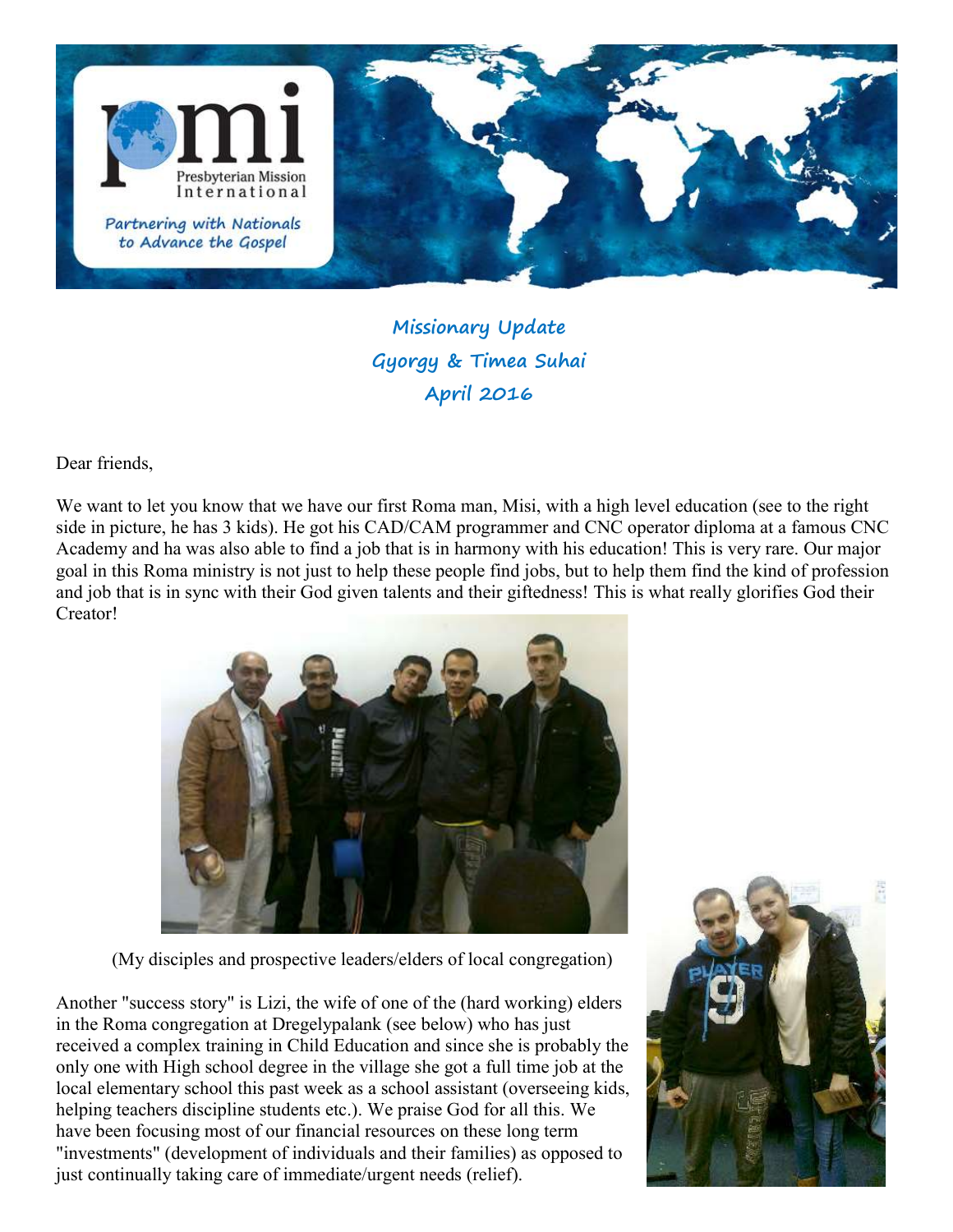Missionary Update

Gyorgy & Timea Suhai

April 2016

Dear friends,

We want to let you know that we have our first Roma man, Misi, with a high level education (see to the right side in picture, he has 3 kids). He got his CAD/CAM programmer and CNC operator diploma at a famous CNC Academy and ha was also able to find a job that is in harmony with his education! This is very rare. Our major goal in this Roma ministry is not just to help these people find jobs, but to help them find the kind of profession and job that is in sync with their God given talents and their giftedness! This is what really glorifies God their Creator!

(My disciples and prospective leaders/elders of local congregation)

Another "success story" is Lizi, the wife of one of the (hard working) elders in the Roma congregation at Dregelypalank (see below) who has just received a complex training in Child Education and since she is probably the only one with High school degree in the village she got a full time job at the local elementary school this past week as a school assistant (overseeing kids, helping teachers discipline students etc.). We praise God for all this. We have been focusing most of our financial resources on these long term "investments" (development of individuals and their families) as opposed to just continually taking care of immediate/urgent needs (relief).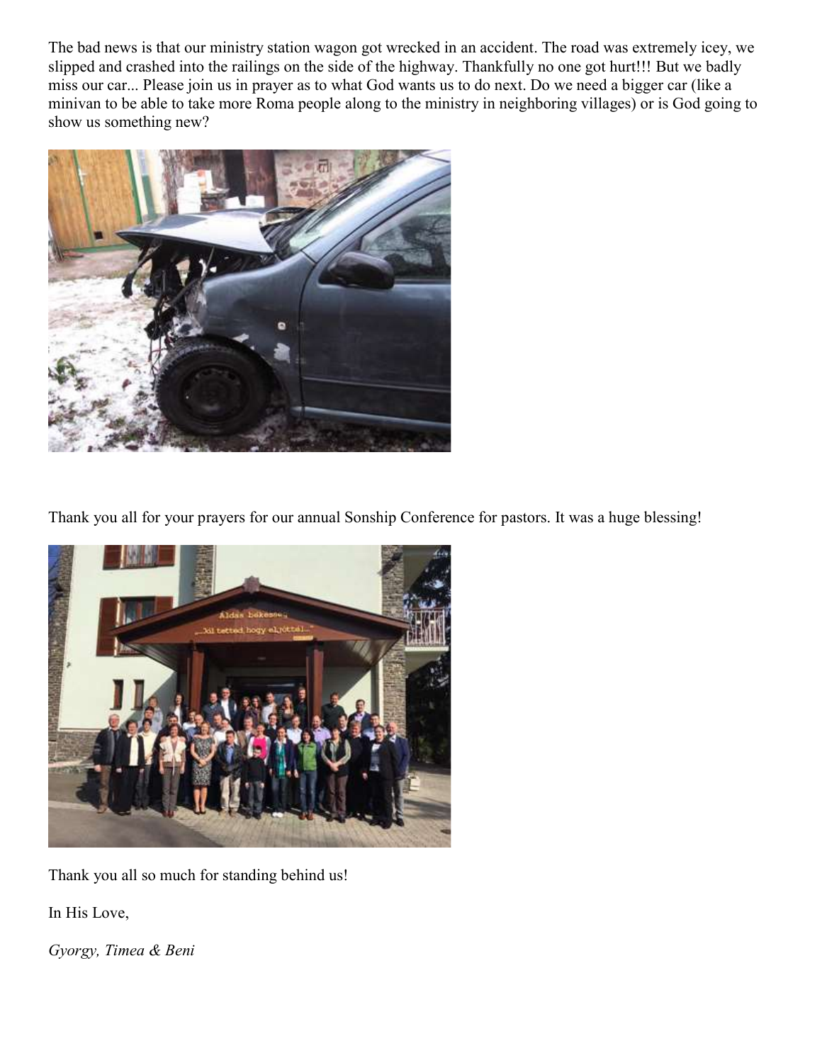The bad news is that our ministry station wagon got wrecked in an accident. The road was extremely icey, we slipped and crashed into the railings on the side of the highway. Thankfully no one got hurt!!! But we badly miss our car... Please join us in prayer as to what God wants us to do next. Do we need a bigger car (like a minivan to be able to take more Roma people along to the ministry in neighboring villages) or is God going to show us something new?

Thank you all for your prayers for our annual Sonship Conference for pastors. It was a huge blessing!

Thank you all so much for standing behind us!

In His Love,

*Gyorgy, Timea & Beni*